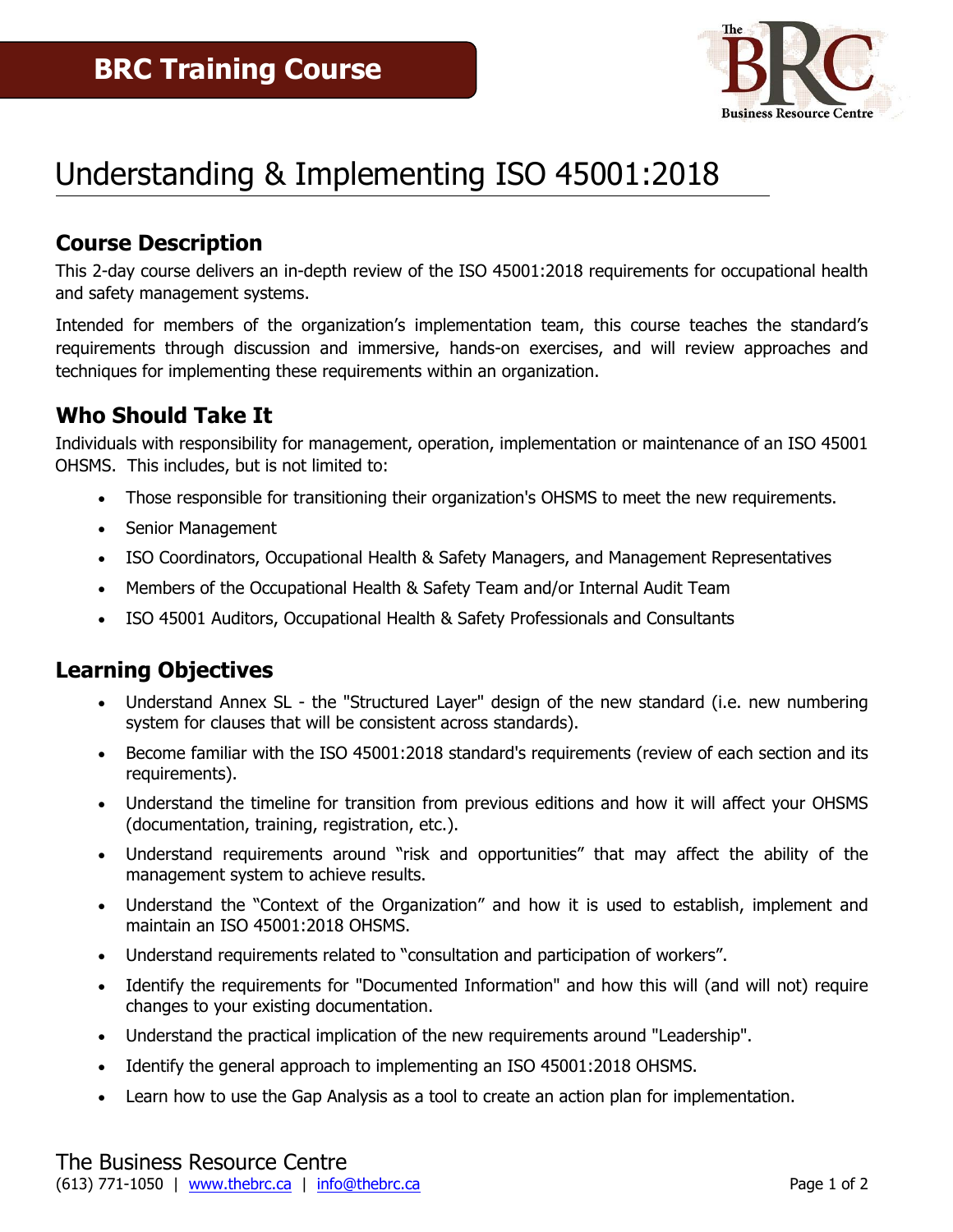# BRC Training Course

The Business Resource Centre

## Understanding & Implementing ISO 45001:2018

### Course Description

This 2-day course delivers an in-depth review of the ISO 45001:2018 requirements for occupational health and safety management systems.

Intended for members of the organization's implementation team, this course teaches the standard's requirements through discussion and immersive, hands-on exercises, and will review approaches and techniques for implementing these requirements within an organization.

### Who Should Take It

Individuals with responsibility for management, operation, implementation or maintenance of an ISO 45001 OHSMS. This includes, but is not limited to:

- Those responsible for transitioning their organization's OHSMS to meet the new requirements.
- Senior Management
- ISO Coordinators, Occupational Health & Safety Managers, and Management Representatives
- Members of the Occupational Health & Safety Team and/or Internal Audit Team
- ISO 45001 Auditors, Occupational Health & Safety Professionals and Consultants

### Learning Objectives

- Understand Annex SL - the "Structured Layer" design of the new standard (i.e. new numbering system for clauses that will be consistent across standards).
- Become familiar with the ISO 45001:2018 standard's requirements (review of each section and its requirements).
- Understand the timeline for transition from previous editions and how it will affect your OHSMS (documentation, training, registration, etc.).
- Understand requirements around "risk and opportunities" that may affect the ability of the management system to achieve results.
- Understand the "Context of the Organization" and how it is used to establish, implement and maintain an ISO 45001:2018 OHSMS.
- Understand requirements related to "consultation and participation of workers".
- Identify the requirements for "Documented Information" and how this will (and will not) require changes to your existing documentation.
- Understand the practical implication of the new requirements around "Leadership".
- Identify the general approach to implementing an ISO 45001:2018 OHSMS.
- Learn how to use the Gap Analysis as a tool to create an action plan for implementation.

The Business Resource Centre
(613) 771-1050 | www.thebrc.ca | info@thebrc.ca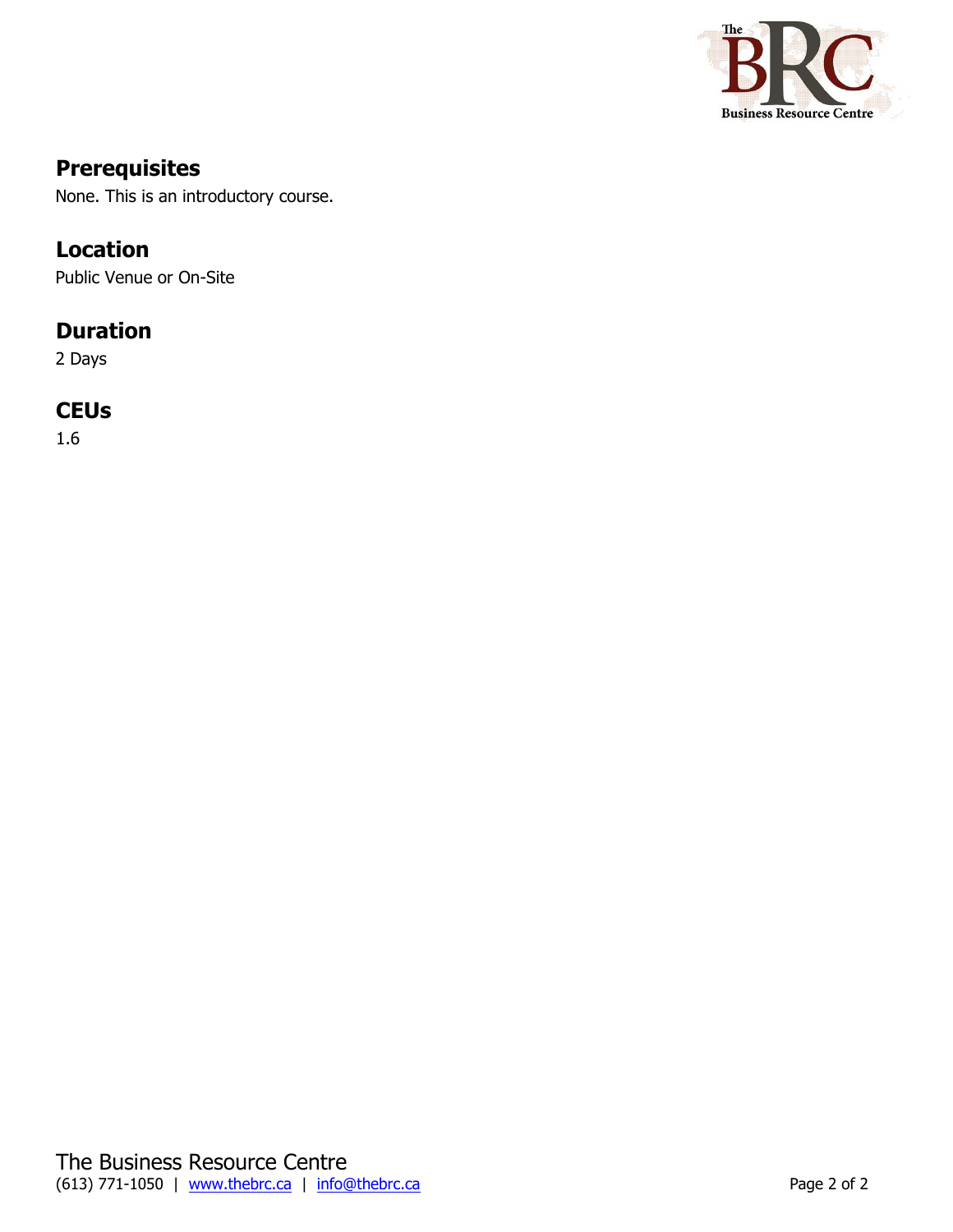## Prerequisites

None. This is an introductory course.

## Location

Public Venue or On-Site

## Duration

2 Days

## CEUs

1.6